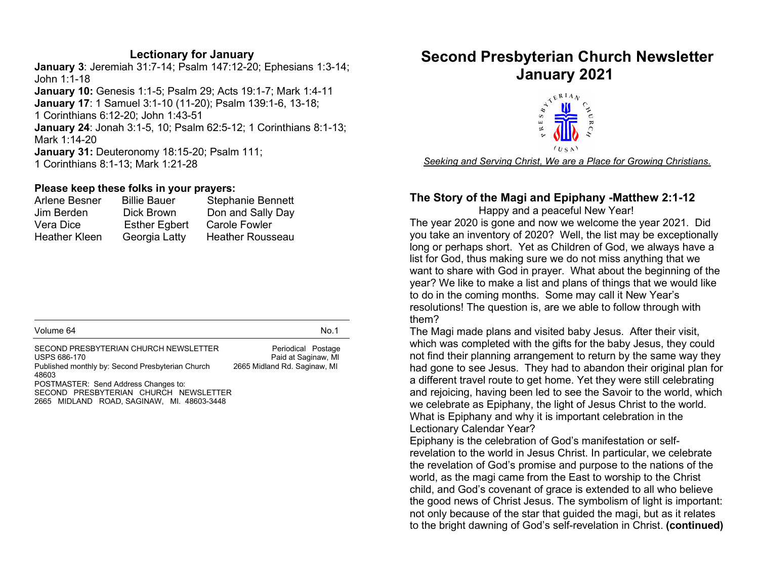## Lectionary for January

**January 3**: Jeremiah 31:7-14; Psalm 147:12-20; Ephesians 1:3-14; John 1:1-18
**January 10:** Genesis 1:1-5; Psalm 29; Acts 19:1-7; Mark 1:4-11
**January 17**: 1 Samuel 3:1-10 (11-20); Psalm 139:1-6, 13-18; 1 Corinthians 6:12-20; John 1:43-51
**January 24**: Jonah 3:1-5, 10; Psalm 62:5-12; 1 Corinthians 8:1-13; Mark 1:14-20
**January 31:** Deuteronomy 18:15-20; Psalm 111; 1 Corinthians 8:1-13; Mark 1:21-28

**Please keep these folks in your prayers:**

| | | |
|---|---|---|
| Arlene Besner | Billie Bauer | Stephanie Bennett |
| Jim Berden | Dick Brown | Don and Sally Day |
| Vera Dice | Esther Egbert | Carole Fowler |
| Heather Kleen | Georgia Latty | Heather Rousseau |

Volume 64 No.1

SECOND PRESBYTERIAN CHURCH NEWSLETTER Periodical Postage
USPS 686-170 Paid at Saginaw, MI
Published monthly by: Second Presbyterian Church 2665 Midland Rd. Saginaw, MI 48603
POSTMASTER: Send Address Changes to:
SECOND PRESBYTERIAN CHURCH NEWSLETTER
2665 MIDLAND ROAD, SAGINAW, MI. 48603-3448

# Second Presbyterian Church Newsletter January 2021

PRESBYTERIAN CHURCH (USA)

*Seeking and Serving Christ, We are a Place for Growing Christians.*

### The Story of the Magi and Epiphany -Matthew 2:1-12

Happy and a peaceful New Year!

The year 2020 is gone and now we welcome the year 2021. Did you take an inventory of 2020? Well, the list may be exceptionally long or perhaps short. Yet as Children of God, we always have a list for God, thus making sure we do not miss anything that we want to share with God in prayer. What about the beginning of the year? We like to make a list and plans of things that we would like to do in the coming months. Some may call it New Year's resolutions! The question is, are we able to follow through with them?

The Magi made plans and visited baby Jesus. After their visit, which was completed with the gifts for the baby Jesus, they could not find their planning arrangement to return by the same way they had gone to see Jesus. They had to abandon their original plan for a different travel route to get home. Yet they were still celebrating and rejoicing, having been led to see the Savoir to the world, which we celebrate as Epiphany, the light of Jesus Christ to the world. What is Epiphany and why it is important celebration in the Lectionary Calendar Year?

Epiphany is the celebration of God's manifestation or self-revelation to the world in Jesus Christ. In particular, we celebrate the revelation of God's promise and purpose to the nations of the world, as the magi came from the East to worship to the Christ child, and God's covenant of grace is extended to all who believe the good news of Christ Jesus. The symbolism of light is important: not only because of the star that guided the magi, but as it relates to the bright dawning of God's self-revelation in Christ. **(continued)**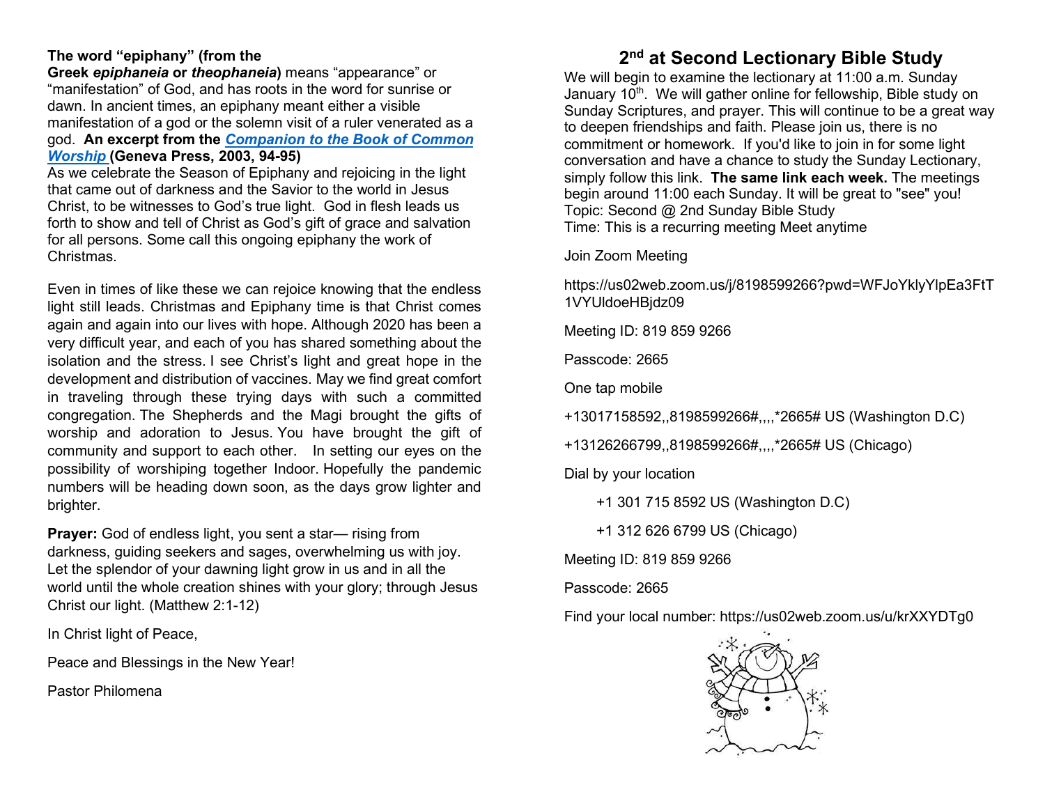**The word "epiphany" (from the Greek *epiphaneia* or *theophaneia*)** means "appearance" or "manifestation" of God, and has roots in the word for sunrise or dawn. In ancient times, an epiphany meant either a visible manifestation of a god or the solemn visit of a ruler venerated as a god. **An excerpt from the *Companion to the Book of Common Worship* (Geneva Press, 2003, 94-95)**

As we celebrate the Season of Epiphany and rejoicing in the light that came out of darkness and the Savior to the world in Jesus Christ, to be witnesses to God's true light. God in flesh leads us forth to show and tell of Christ as God's gift of grace and salvation for all persons. Some call this ongoing epiphany the work of Christmas.

Even in times of like these we can rejoice knowing that the endless light still leads. Christmas and Epiphany time is that Christ comes again and again into our lives with hope. Although 2020 has been a very difficult year, and each of you has shared something about the isolation and the stress. I see Christ's light and great hope in the development and distribution of vaccines. May we find great comfort in traveling through these trying days with such a committed congregation. The Shepherds and the Magi brought the gifts of worship and adoration to Jesus. You have brought the gift of community and support to each other. In setting our eyes on the possibility of worshiping together Indoor. Hopefully the pandemic numbers will be heading down soon, as the days grow lighter and brighter.

**Prayer:** God of endless light, you sent a star— rising from darkness, guiding seekers and sages, overwhelming us with joy. Let the splendor of your dawning light grow in us and in all the world until the whole creation shines with your glory; through Jesus Christ our light. (Matthew 2:1-12)

In Christ light of Peace,

Peace and Blessings in the New Year!

Pastor Philomena

## 2nd at Second Lectionary Bible Study

We will begin to examine the lectionary at 11:00 a.m. Sunday January 10th. We will gather online for fellowship, Bible study on Sunday Scriptures, and prayer. This will continue to be a great way to deepen friendships and faith. Please join us, there is no commitment or homework. If you'd like to join in for some light conversation and have a chance to study the Sunday Lectionary, simply follow this link. **The same link each week.** The meetings begin around 11:00 each Sunday. It will be great to "see" you!

Topic: Second @ 2nd Sunday Bible Study

Time: This is a recurring meeting Meet anytime

Join Zoom Meeting

https://us02web.zoom.us/j/8198599266?pwd=WFJoYklyYlpEa3FtT1VYUldoeHBjdz09

Meeting ID: 819 859 9266

Passcode: 2665

One tap mobile

+13017158592,,8198599266#,,,,*2665# US (Washington D.C)

+13126266799,,8198599266#,,,,*2665# US (Chicago)

Dial by your location

+1 301 715 8592 US (Washington D.C)

+1 312 626 6799 US (Chicago)

Meeting ID: 819 859 9266

Passcode: 2665

Find your local number: https://us02web.zoom.us/u/krXXYDTg0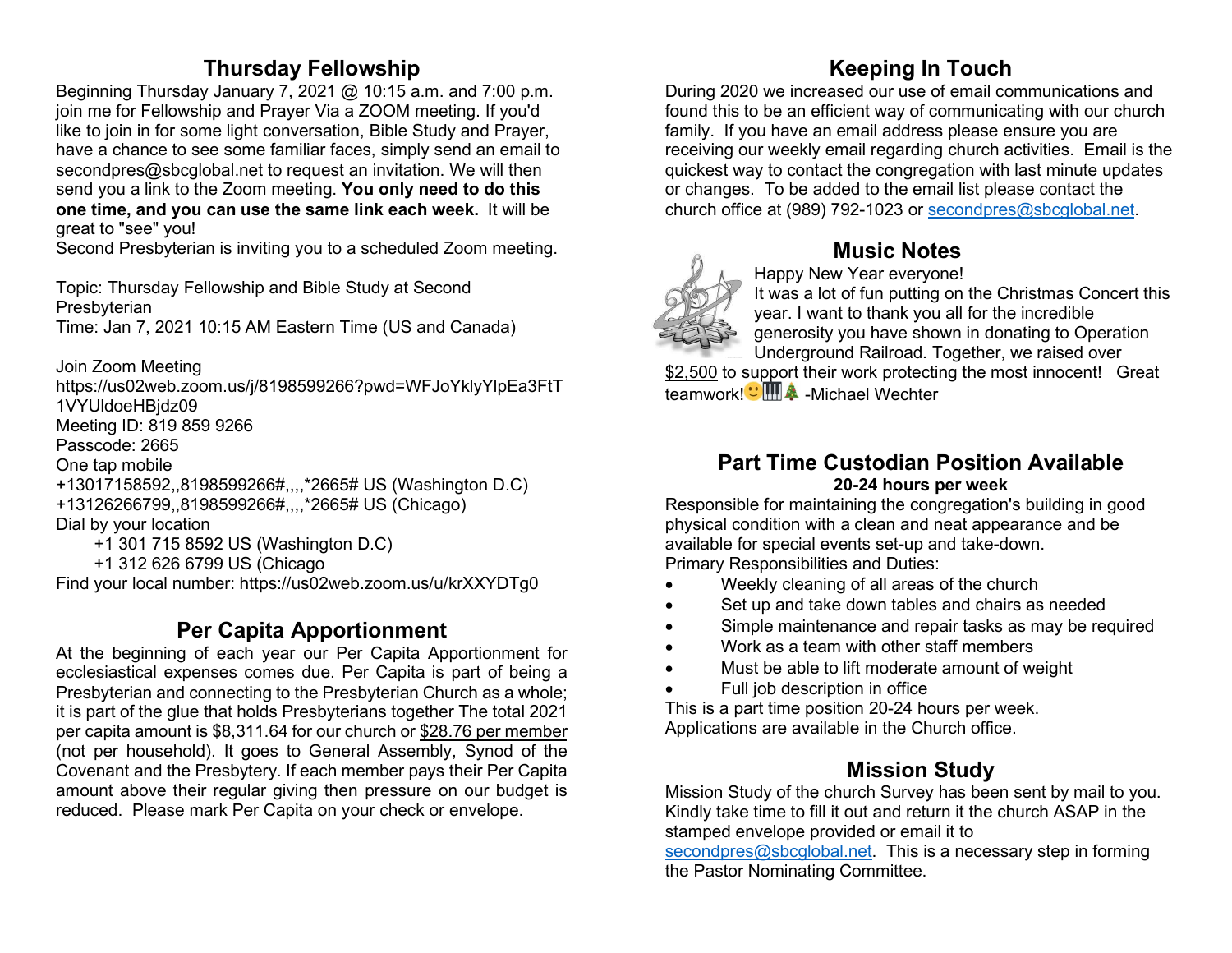## Thursday Fellowship

Beginning Thursday January 7, 2021 @ 10:15 a.m. and 7:00 p.m. join me for Fellowship and Prayer Via a ZOOM meeting. If you'd like to join in for some light conversation, Bible Study and Prayer, have a chance to see some familiar faces, simply send an email to secondpres@sbcglobal.net to request an invitation. We will then send you a link to the Zoom meeting. **You only need to do this one time, and you can use the same link each week.** It will be great to "see" you!

Second Presbyterian is inviting you to a scheduled Zoom meeting.

Topic: Thursday Fellowship and Bible Study at Second Presbyterian
Time: Jan 7, 2021 10:15 AM Eastern Time (US and Canada)

Join Zoom Meeting
https://us02web.zoom.us/j/8198599266?pwd=WFJoYklyYlpEa3FtT1VYUldoeHBjdz09
Meeting ID: 819 859 9266
Passcode: 2665
One tap mobile
+13017158592,,8198599266#,,,,*2665# US (Washington D.C)
+13126266799,,8198599266#,,,,*2665# US (Chicago)
Dial by your location
+1 301 715 8592 US (Washington D.C)
+1 312 626 6799 US (Chicago
Find your local number: https://us02web.zoom.us/u/krXXYDTg0

## Per Capita Apportionment

At the beginning of each year our Per Capita Apportionment for ecclesiastical expenses comes due. Per Capita is part of being a Presbyterian and connecting to the Presbyterian Church as a whole; it is part of the glue that holds Presbyterians together The total 2021 per capita amount is $8,311.64 for our church or $28.76 per member (not per household). It goes to General Assembly, Synod of the Covenant and the Presbytery. If each member pays their Per Capita amount above their regular giving then pressure on our budget is reduced. Please mark Per Capita on your check or envelope.

## Keeping In Touch

During 2020 we increased our use of email communications and found this to be an efficient way of communicating with our church family. If you have an email address please ensure you are receiving our weekly email regarding church activities. Email is the quickest way to contact the congregation with last minute updates or changes. To be added to the email list please contact the church office at (989) 792-1023 or secondpres@sbcglobal.net.

## Music Notes

Happy New Year everyone!
It was a lot of fun putting on the Christmas Concert this year. I want to thank you all for the incredible generosity you have shown in donating to Operation Underground Railroad. Together, we raised over $2,500 to support their work protecting the most innocent! Great teamwork!🙂🎹🎄 -Michael Wechter

## Part Time Custodian Position Available

**20-24 hours per week**

Responsible for maintaining the congregation's building in good physical condition with a clean and neat appearance and be available for special events set-up and take-down.
Primary Responsibilities and Duties:

- Weekly cleaning of all areas of the church
- Set up and take down tables and chairs as needed
- Simple maintenance and repair tasks as may be required
- Work as a team with other staff members
- Must be able to lift moderate amount of weight
- Full job description in office

This is a part time position 20-24 hours per week.
Applications are available in the Church office.

## Mission Study

Mission Study of the church Survey has been sent by mail to you. Kindly take time to fill it out and return it the church ASAP in the stamped envelope provided or email it to secondpres@sbcglobal.net. This is a necessary step in forming the Pastor Nominating Committee.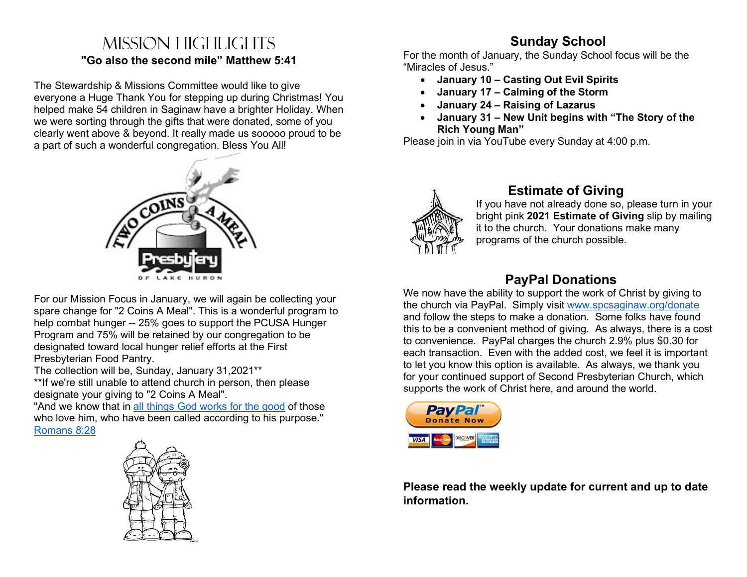# Mission Highlights

**"Go also the second mile" Matthew 5:41**

The Stewardship & Missions Committee would like to give everyone a Huge Thank You for stepping up during Christmas! You helped make 54 children in Saginaw have a brighter Holiday. When we were sorting through the gifts that were donated, some of you clearly went above & beyond. It really made us sooooo proud to be a part of such a wonderful congregation. Bless You All!

For our Mission Focus in January, we will again be collecting your spare change for "2 Coins A Meal". This is a wonderful program to help combat hunger -- 25% goes to support the PCUSA Hunger Program and 75% will be retained by our congregation to be designated toward local hunger relief efforts at the First Presbyterian Food Pantry.

The collection will be, Sunday, January 31,2021**

**If we're still unable to attend church in person, then please designate your giving to "2 Coins A Meal".

"And we know that in all things God works for the good of those who love him, who have been called according to his purpose." Romans 8:28

## Sunday School

For the month of January, the Sunday School focus will be the "Miracles of Jesus."

- **January 10 – Casting Out Evil Spirits**
- **January 17 – Calming of the Storm**
- **January 24 – Raising of Lazarus**
- **January 31 – New Unit begins with "The Story of the Rich Young Man"**

Please join in via YouTube every Sunday at 4:00 p.m.

## Estimate of Giving

If you have not already done so, please turn in your bright pink **2021 Estimate of Giving** slip by mailing it to the church. Your donations make many programs of the church possible.

## PayPal Donations

We now have the ability to support the work of Christ by giving to the church via PayPal. Simply visit www.spcsaginaw.org/donate and follow the steps to make a donation. Some folks have found this to be a convenient method of giving. As always, there is a cost to convenience. PayPal charges the church 2.9% plus $0.30 for each transaction. Even with the added cost, we feel it is important to let you know this option is available. As always, we thank you for your continued support of Second Presbyterian Church, which supports the work of Christ here, and around the world.

**Please read the weekly update for current and up to date information.**